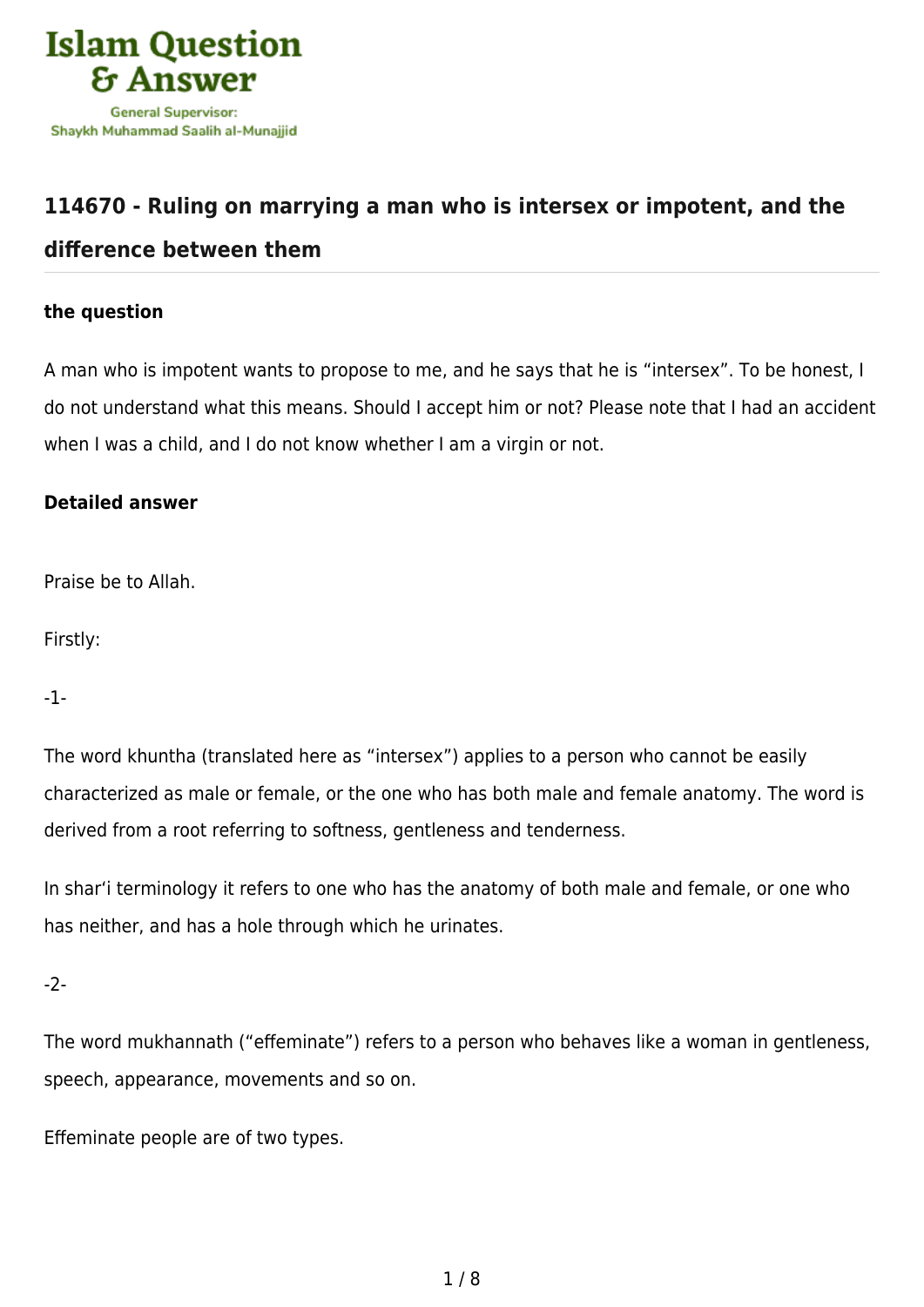## 114670 - Ruling on marrying a man who is intersex or impotent, and the difference between them

### the question

A man who is impotent wants to propose to me, and he says that he is "intersex". To be honest, I do not understand what this means. Should I accept him or not? Please note that I had an accident when I was a child, and I do not know whether I am a virgin or not.

### Detailed answer

Praise be to Allah.

Firstly:

-1-

The word khuntha (translated here as "intersex") applies to a person who cannot be easily characterized as male or female, or the one who has both male and female anatomy. The word is derived from a root referring to softness, gentleness and tenderness.

In shar'i terminology it refers to one who has the anatomy of both male and female, or one who has neither, and has a hole through which he urinates.

-2-

The word mukhannath ("effeminate") refers to a person who behaves like a woman in gentleness, speech, appearance, movements and so on.

Effeminate people are of two types.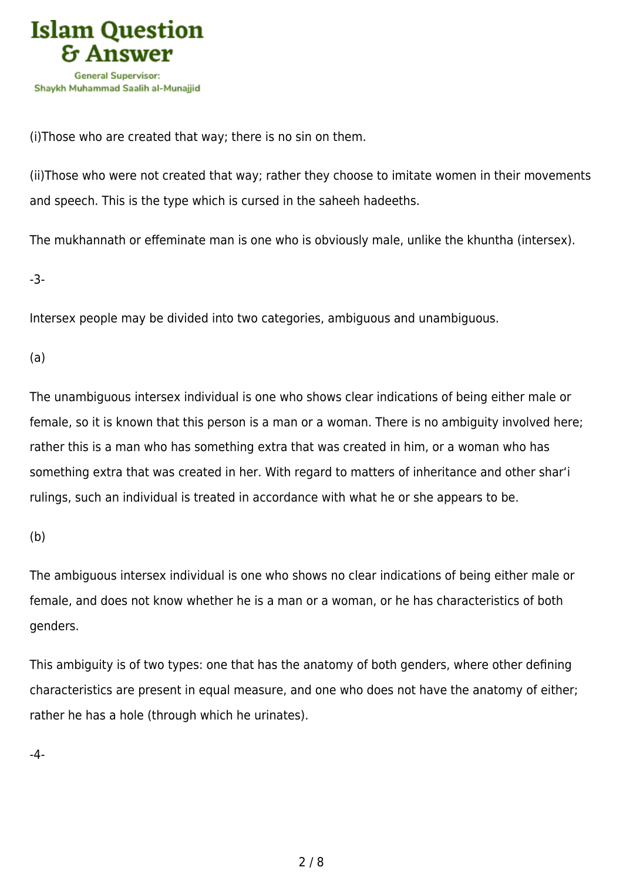(i)Those who are created that way; there is no sin on them.

(ii)Those who were not created that way; rather they choose to imitate women in their movements and speech. This is the type which is cursed in the saheeh hadeeths.

The mukhannath or effeminate man is one who is obviously male, unlike the khuntha (intersex).

-3-

Intersex people may be divided into two categories, ambiguous and unambiguous.

(a)

The unambiguous intersex individual is one who shows clear indications of being either male or female, so it is known that this person is a man or a woman. There is no ambiguity involved here; rather this is a man who has something extra that was created in him, or a woman who has something extra that was created in her. With regard to matters of inheritance and other shar'i rulings, such an individual is treated in accordance with what he or she appears to be.

(b)

The ambiguous intersex individual is one who shows no clear indications of being either male or female, and does not know whether he is a man or a woman, or he has characteristics of both genders.

This ambiguity is of two types: one that has the anatomy of both genders, where other defining characteristics are present in equal measure, and one who does not have the anatomy of either; rather he has a hole (through which he urinates).

-4-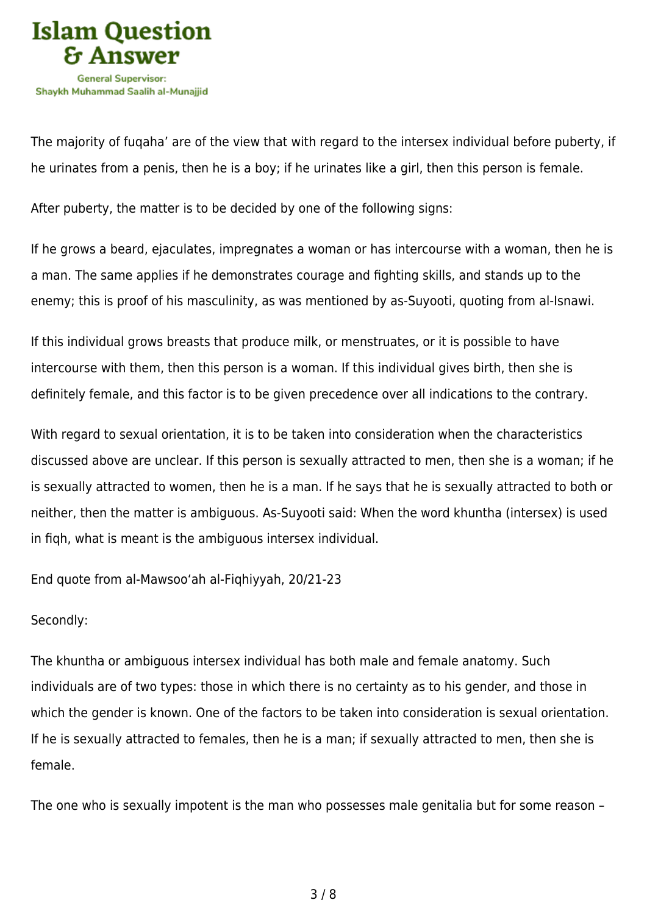The majority of fuqaha' are of the view that with regard to the intersex individual before puberty, if he urinates from a penis, then he is a boy; if he urinates like a girl, then this person is female.

After puberty, the matter is to be decided by one of the following signs:

If he grows a beard, ejaculates, impregnates a woman or has intercourse with a woman, then he is a man. The same applies if he demonstrates courage and fighting skills, and stands up to the enemy; this is proof of his masculinity, as was mentioned by as-Suyooti, quoting from al-Isnawi.

If this individual grows breasts that produce milk, or menstruates, or it is possible to have intercourse with them, then this person is a woman. If this individual gives birth, then she is definitely female, and this factor is to be given precedence over all indications to the contrary.

With regard to sexual orientation, it is to be taken into consideration when the characteristics discussed above are unclear. If this person is sexually attracted to men, then she is a woman; if he is sexually attracted to women, then he is a man. If he says that he is sexually attracted to both or neither, then the matter is ambiguous. As-Suyooti said: When the word khuntha (intersex) is used in fiqh, what is meant is the ambiguous intersex individual.

End quote from al-Mawsoo'ah al-Fiqhiyyah, 20/21-23

Secondly:

The khuntha or ambiguous intersex individual has both male and female anatomy. Such individuals are of two types: those in which there is no certainty as to his gender, and those in which the gender is known. One of the factors to be taken into consideration is sexual orientation. If he is sexually attracted to females, then he is a man; if sexually attracted to men, then she is female.

The one who is sexually impotent is the man who possesses male genitalia but for some reason –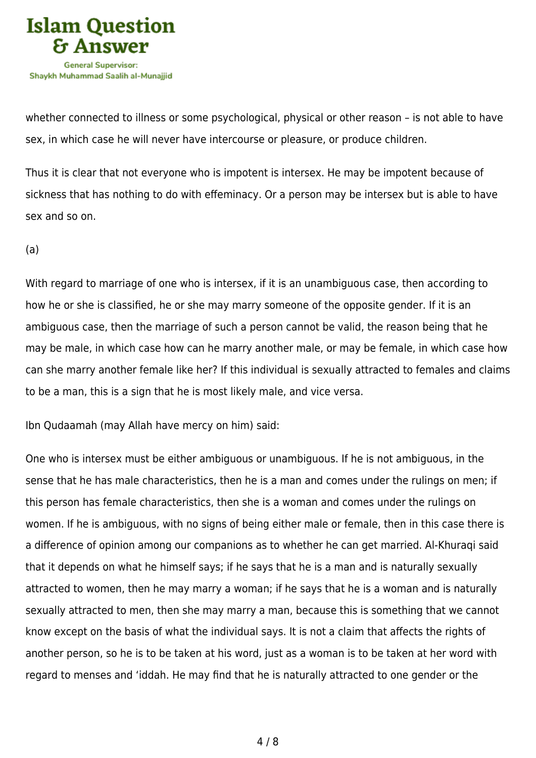whether connected to illness or some psychological, physical or other reason – is not able to have sex, in which case he will never have intercourse or pleasure, or produce children.

Thus it is clear that not everyone who is impotent is intersex. He may be impotent because of sickness that has nothing to do with effeminacy. Or a person may be intersex but is able to have sex and so on.

(a)

With regard to marriage of one who is intersex, if it is an unambiguous case, then according to how he or she is classified, he or she may marry someone of the opposite gender. If it is an ambiguous case, then the marriage of such a person cannot be valid, the reason being that he may be male, in which case how can he marry another male, or may be female, in which case how can she marry another female like her? If this individual is sexually attracted to females and claims to be a man, this is a sign that he is most likely male, and vice versa.

Ibn Qudaamah (may Allah have mercy on him) said:

One who is intersex must be either ambiguous or unambiguous. If he is not ambiguous, in the sense that he has male characteristics, then he is a man and comes under the rulings on men; if this person has female characteristics, then she is a woman and comes under the rulings on women. If he is ambiguous, with no signs of being either male or female, then in this case there is a difference of opinion among our companions as to whether he can get married. Al-Khuraqi said that it depends on what he himself says; if he says that he is a man and is naturally sexually attracted to women, then he may marry a woman; if he says that he is a woman and is naturally sexually attracted to men, then she may marry a man, because this is something that we cannot know except on the basis of what the individual says. It is not a claim that affects the rights of another person, so he is to be taken at his word, just as a woman is to be taken at her word with regard to menses and ‘iddah. He may find that he is naturally attracted to one gender or the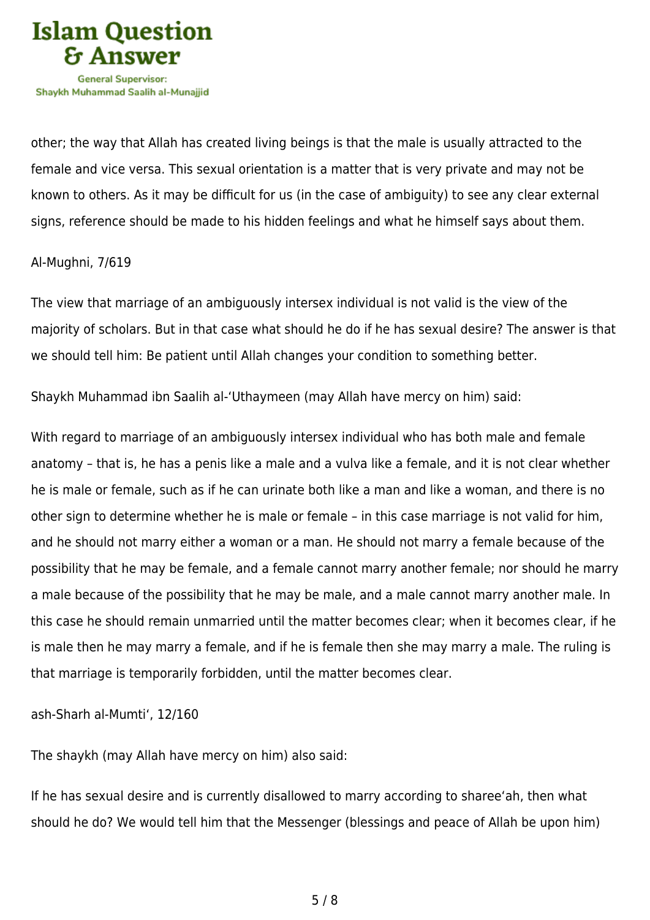other; the way that Allah has created living beings is that the male is usually attracted to the female and vice versa. This sexual orientation is a matter that is very private and may not be known to others. As it may be difficult for us (in the case of ambiguity) to see any clear external signs, reference should be made to his hidden feelings and what he himself says about them.

Al-Mughni, 7/619

The view that marriage of an ambiguously intersex individual is not valid is the view of the majority of scholars. But in that case what should he do if he has sexual desire? The answer is that we should tell him: Be patient until Allah changes your condition to something better.

Shaykh Muhammad ibn Saalih al-'Uthaymeen (may Allah have mercy on him) said:

With regard to marriage of an ambiguously intersex individual who has both male and female anatomy – that is, he has a penis like a male and a vulva like a female, and it is not clear whether he is male or female, such as if he can urinate both like a man and like a woman, and there is no other sign to determine whether he is male or female – in this case marriage is not valid for him, and he should not marry either a woman or a man. He should not marry a female because of the possibility that he may be female, and a female cannot marry another female; nor should he marry a male because of the possibility that he may be male, and a male cannot marry another male. In this case he should remain unmarried until the matter becomes clear; when it becomes clear, if he is male then he may marry a female, and if he is female then she may marry a male. The ruling is that marriage is temporarily forbidden, until the matter becomes clear.

ash-Sharh al-Mumti', 12/160

The shaykh (may Allah have mercy on him) also said:

If he has sexual desire and is currently disallowed to marry according to sharee'ah, then what should he do? We would tell him that the Messenger (blessings and peace of Allah be upon him)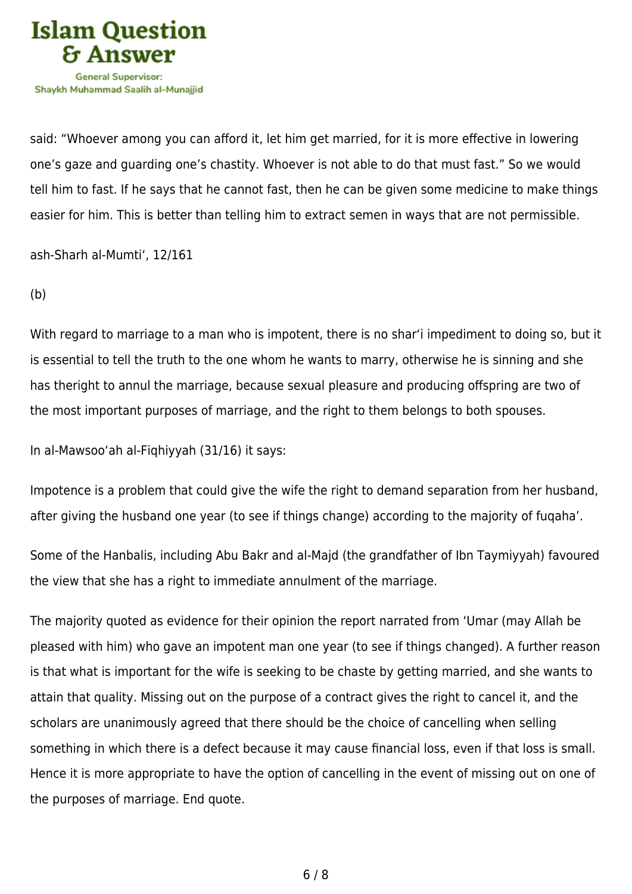said: “Whoever among you can afford it, let him get married, for it is more effective in lowering one’s gaze and guarding one’s chastity. Whoever is not able to do that must fast.” So we would tell him to fast. If he says that he cannot fast, then he can be given some medicine to make things easier for him. This is better than telling him to extract semen in ways that are not permissible.

ash-Sharh al-Mumti‘, 12/161

(b)

With regard to marriage to a man who is impotent, there is no shar‘i impediment to doing so, but it is essential to tell the truth to the one whom he wants to marry, otherwise he is sinning and she has theright to annul the marriage, because sexual pleasure and producing offspring are two of the most important purposes of marriage, and the right to them belongs to both spouses.

In al-Mawsoo‘ah al-Fiqhiyyah (31/16) it says:

Impotence is a problem that could give the wife the right to demand separation from her husband, after giving the husband one year (to see if things change) according to the majority of fuqaha’.

Some of the Hanbalis, including Abu Bakr and al-Majd (the grandfather of Ibn Taymiyyah) favoured the view that she has a right to immediate annulment of the marriage.

The majority quoted as evidence for their opinion the report narrated from ‘Umar (may Allah be pleased with him) who gave an impotent man one year (to see if things changed). A further reason is that what is important for the wife is seeking to be chaste by getting married, and she wants to attain that quality. Missing out on the purpose of a contract gives the right to cancel it, and the scholars are unanimously agreed that there should be the choice of cancelling when selling something in which there is a defect because it may cause financial loss, even if that loss is small. Hence it is more appropriate to have the option of cancelling in the event of missing out on one of the purposes of marriage. End quote.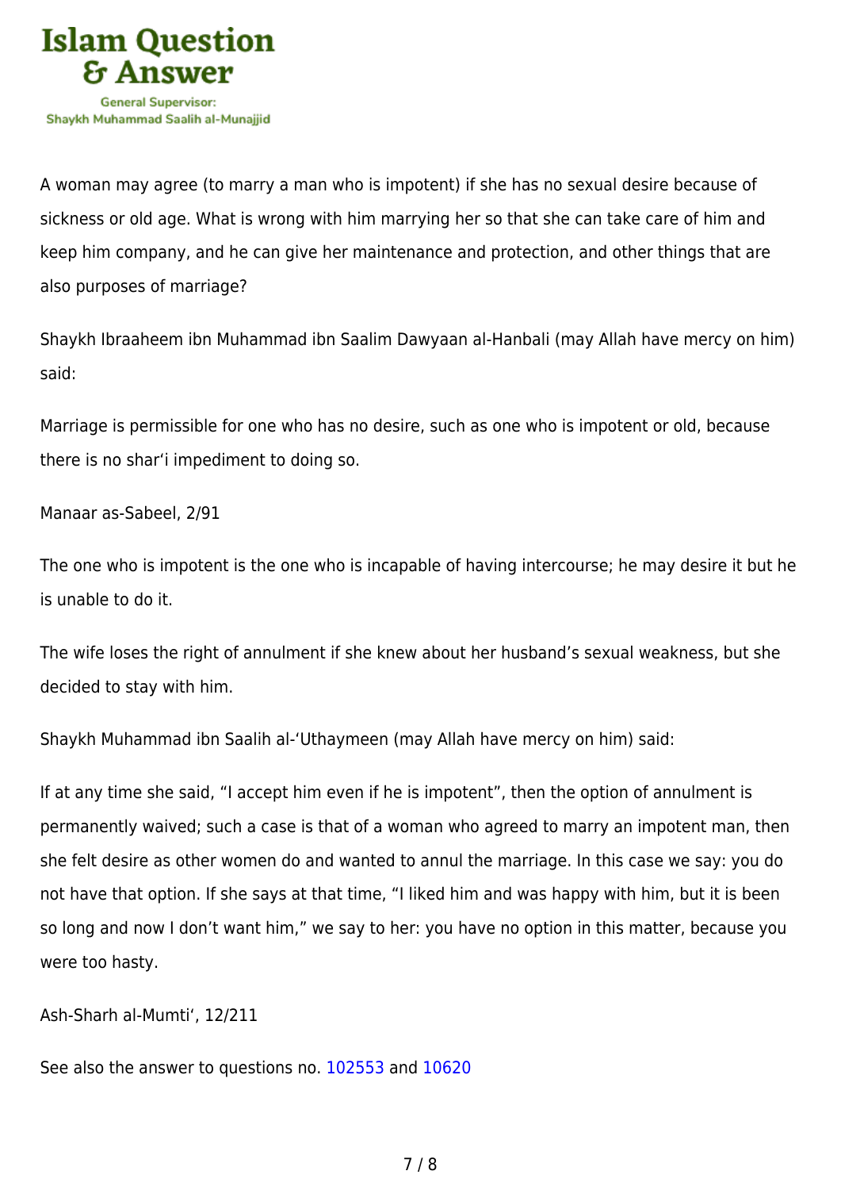A woman may agree (to marry a man who is impotent) if she has no sexual desire because of sickness or old age. What is wrong with him marrying her so that she can take care of him and keep him company, and he can give her maintenance and protection, and other things that are also purposes of marriage?

Shaykh Ibraaheem ibn Muhammad ibn Saalim Dawyaan al-Hanbali (may Allah have mercy on him) said:

Marriage is permissible for one who has no desire, such as one who is impotent or old, because there is no shar'i impediment to doing so.

Manaar as-Sabeel, 2/91

The one who is impotent is the one who is incapable of having intercourse; he may desire it but he is unable to do it.

The wife loses the right of annulment if she knew about her husband's sexual weakness, but she decided to stay with him.

Shaykh Muhammad ibn Saalih al-'Uthaymeen (may Allah have mercy on him) said:

If at any time she said, "I accept him even if he is impotent", then the option of annulment is permanently waived; such a case is that of a woman who agreed to marry an impotent man, then she felt desire as other women do and wanted to annul the marriage. In this case we say: you do not have that option. If she says at that time, "I liked him and was happy with him, but it is been so long and now I don't want him," we say to her: you have no option in this matter, because you were too hasty.

Ash-Sharh al-Mumti', 12/211

See also the answer to questions no. 102553 and 10620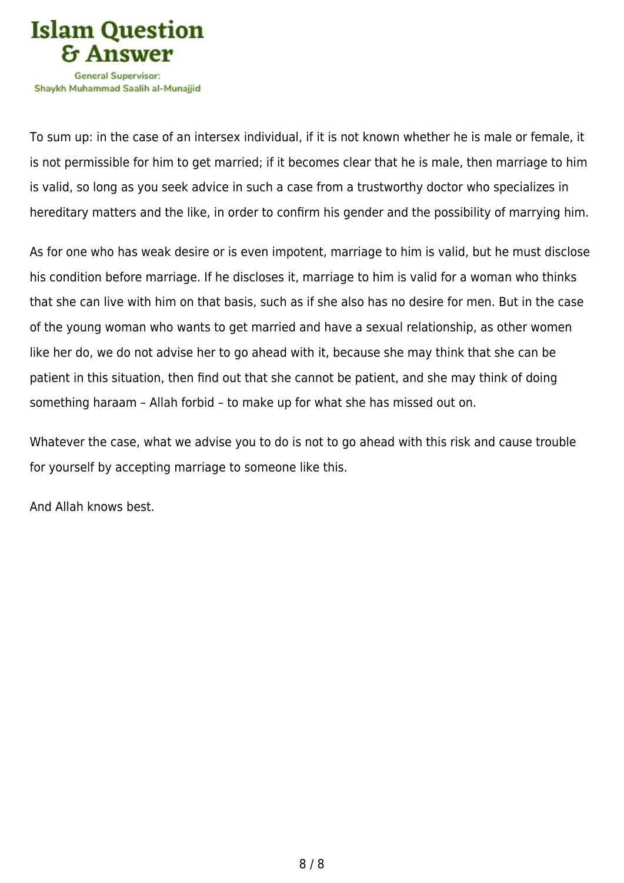To sum up: in the case of an intersex individual, if it is not known whether he is male or female, it is not permissible for him to get married; if it becomes clear that he is male, then marriage to him is valid, so long as you seek advice in such a case from a trustworthy doctor who specializes in hereditary matters and the like, in order to confirm his gender and the possibility of marrying him.

As for one who has weak desire or is even impotent, marriage to him is valid, but he must disclose his condition before marriage. If he discloses it, marriage to him is valid for a woman who thinks that she can live with him on that basis, such as if she also has no desire for men. But in the case of the young woman who wants to get married and have a sexual relationship, as other women like her do, we do not advise her to go ahead with it, because she may think that she can be patient in this situation, then find out that she cannot be patient, and she may think of doing something haraam – Allah forbid – to make up for what she has missed out on.

Whatever the case, what we advise you to do is not to go ahead with this risk and cause trouble for yourself by accepting marriage to someone like this.

And Allah knows best.